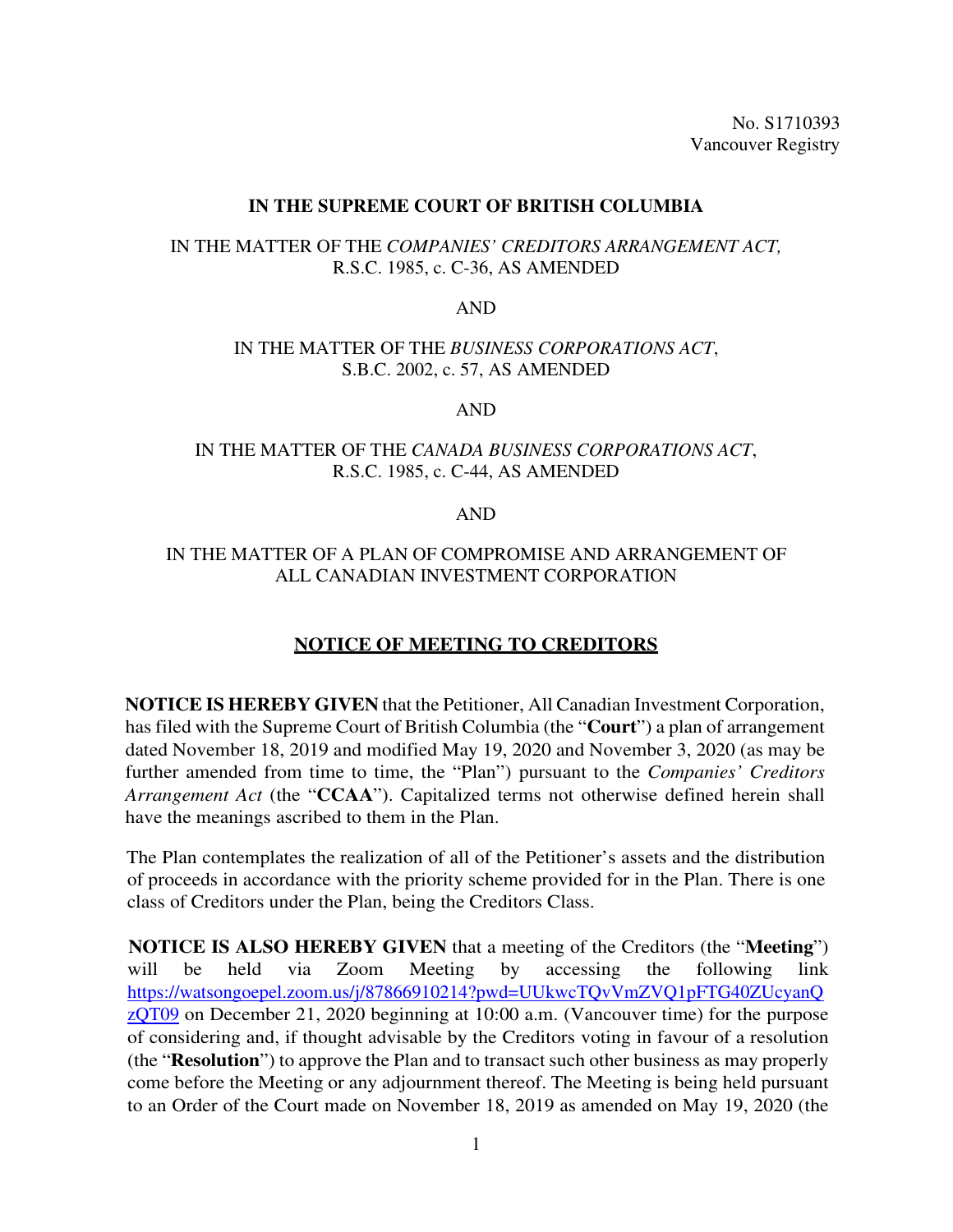No. S1710393
Vancouver Registry

**IN THE SUPREME COURT OF BRITISH COLUMBIA**

IN THE MATTER OF THE *COMPANIES' CREDITORS ARRANGEMENT ACT,* R.S.C. 1985, c. C-36, AS AMENDED

AND

IN THE MATTER OF THE *BUSINESS CORPORATIONS ACT*, S.B.C. 2002, c. 57, AS AMENDED

AND

IN THE MATTER OF THE *CANADA BUSINESS CORPORATIONS ACT*, R.S.C. 1985, c. C-44, AS AMENDED

AND

IN THE MATTER OF A PLAN OF COMPROMISE AND ARRANGEMENT OF ALL CANADIAN INVESTMENT CORPORATION

# NOTICE OF MEETING TO CREDITORS

**NOTICE IS HEREBY GIVEN** that the Petitioner, All Canadian Investment Corporation, has filed with the Supreme Court of British Columbia (the "**Court**") a plan of arrangement dated November 18, 2019 and modified May 19, 2020 and November 3, 2020 (as may be further amended from time to time, the "Plan") pursuant to the *Companies' Creditors Arrangement Act* (the "**CCAA**"). Capitalized terms not otherwise defined herein shall have the meanings ascribed to them in the Plan.

The Plan contemplates the realization of all of the Petitioner's assets and the distribution of proceeds in accordance with the priority scheme provided for in the Plan. There is one class of Creditors under the Plan, being the Creditors Class.

**NOTICE IS ALSO HEREBY GIVEN** that a meeting of the Creditors (the "**Meeting**") will be held via Zoom Meeting by accessing the following link https://watsongoepel.zoom.us/j/87866910214?pwd=UUkwcTQvVmZVQ1pFTG40ZUcyanQzQT09 on December 21, 2020 beginning at 10:00 a.m. (Vancouver time) for the purpose of considering and, if thought advisable by the Creditors voting in favour of a resolution (the "**Resolution**") to approve the Plan and to transact such other business as may properly come before the Meeting or any adjournment thereof. The Meeting is being held pursuant to an Order of the Court made on November 18, 2019 as amended on May 19, 2020 (the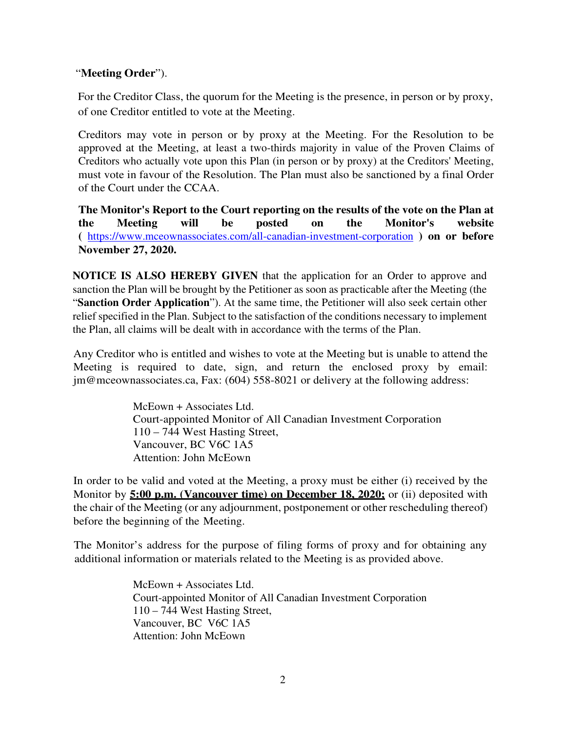"**Meeting Order**").

For the Creditor Class, the quorum for the Meeting is the presence, in person or by proxy, of one Creditor entitled to vote at the Meeting.

Creditors may vote in person or by proxy at the Meeting. For the Resolution to be approved at the Meeting, at least a two-thirds majority in value of the Proven Claims of Creditors who actually vote upon this Plan (in person or by proxy) at the Creditors' Meeting, must vote in favour of the Resolution. The Plan must also be sanctioned by a final Order of the Court under the CCAA.

**The Monitor's Report to the Court reporting on the results of the vote on the Plan at the Meeting will be posted on the Monitor's website (** https://www.mceownassociates.com/all-canadian-investment-corporation **) on or before November 27, 2020.**

**NOTICE IS ALSO HEREBY GIVEN** that the application for an Order to approve and sanction the Plan will be brought by the Petitioner as soon as practicable after the Meeting (the "**Sanction Order Application**"). At the same time, the Petitioner will also seek certain other relief specified in the Plan. Subject to the satisfaction of the conditions necessary to implement the Plan, all claims will be dealt with in accordance with the terms of the Plan.

Any Creditor who is entitled and wishes to vote at the Meeting but is unable to attend the Meeting is required to date, sign, and return the enclosed proxy by email: jm@mceownassociates.ca, Fax: (604) 558-8021 or delivery at the following address:

McEown + Associates Ltd.
Court-appointed Monitor of All Canadian Investment Corporation
110 – 744 West Hasting Street,
Vancouver, BC V6C 1A5
Attention: John McEown

In order to be valid and voted at the Meeting, a proxy must be either (i) received by the Monitor by **5:00 p.m. (Vancouver time) on December 18, 2020;** or (ii) deposited with the chair of the Meeting (or any adjournment, postponement or other rescheduling thereof) before the beginning of the Meeting.

The Monitor's address for the purpose of filing forms of proxy and for obtaining any additional information or materials related to the Meeting is as provided above.

McEown + Associates Ltd.
Court-appointed Monitor of All Canadian Investment Corporation
110 – 744 West Hasting Street,
Vancouver, BC V6C 1A5
Attention: John McEown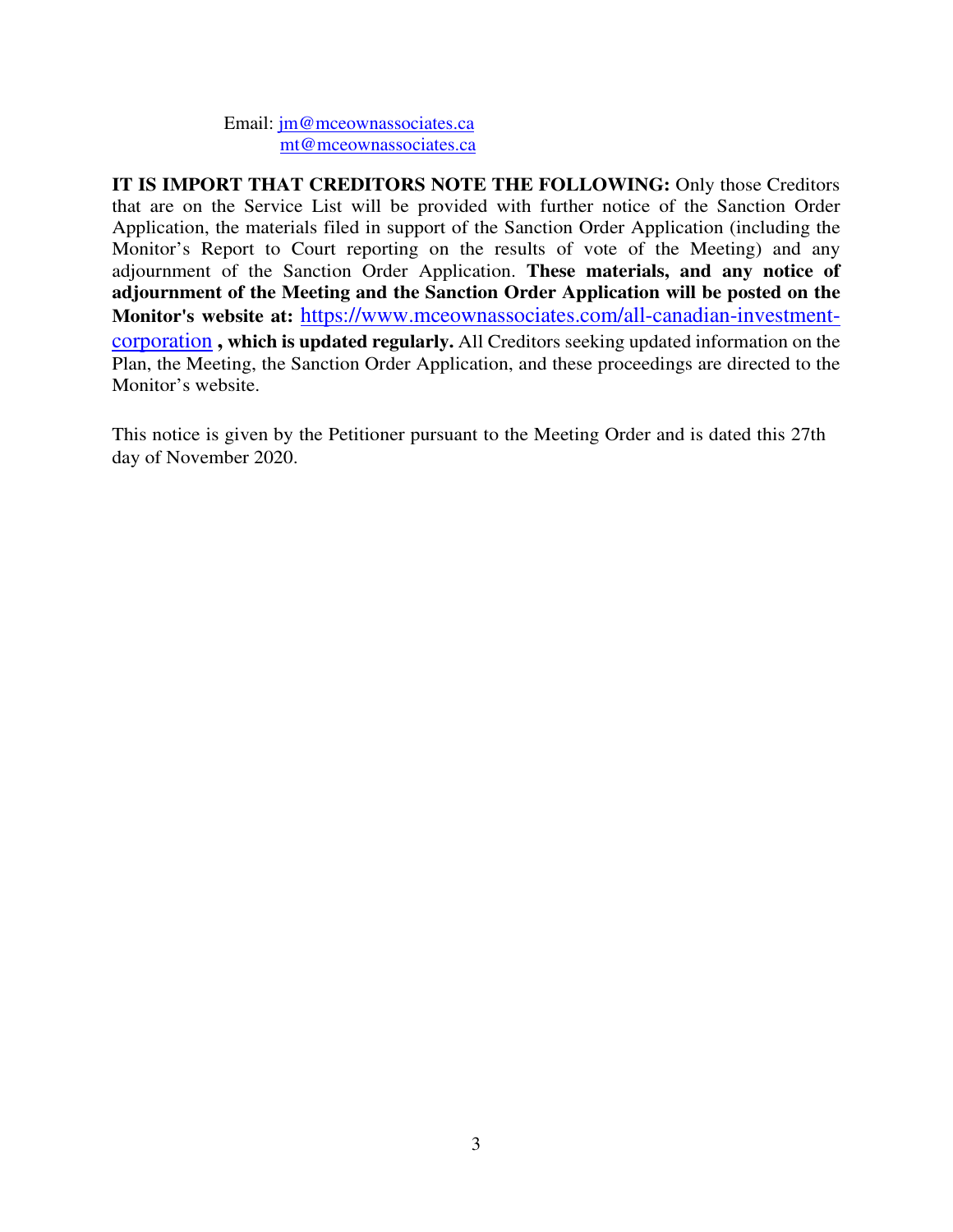Email: jm@mceownassociates.ca
mt@mceownassociates.ca

**IT IS IMPORT THAT CREDITORS NOTE THE FOLLOWING:** Only those Creditors that are on the Service List will be provided with further notice of the Sanction Order Application, the materials filed in support of the Sanction Order Application (including the Monitor's Report to Court reporting on the results of vote of the Meeting) and any adjournment of the Sanction Order Application. **These materials, and any notice of adjournment of the Meeting and the Sanction Order Application will be posted on the Monitor's website at:** https://www.mceownassociates.com/all-canadian-investment-corporation **, which is updated regularly.** All Creditors seeking updated information on the Plan, the Meeting, the Sanction Order Application, and these proceedings are directed to the Monitor's website.

This notice is given by the Petitioner pursuant to the Meeting Order and is dated this 27th day of November 2020.